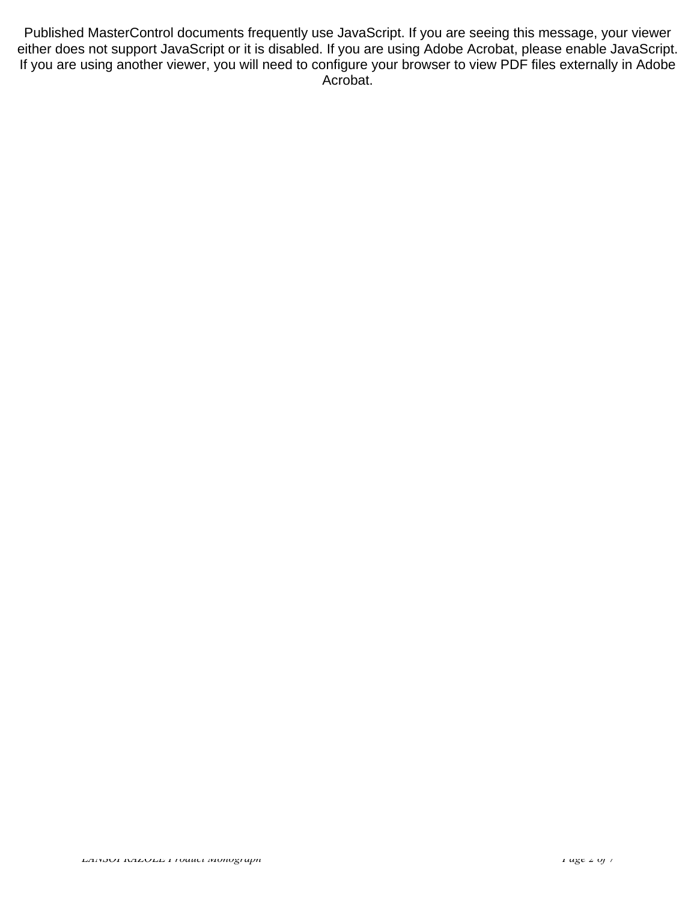**Treatment of the bacterial infection caused by** *Helicobacter pylori* **(***H. pylori***) in**  Published MasterControl documents frequently use JavaScript. If you are seeing this message, your viewer either does not support JavaScript or it is disabled. If you are using Adobe Acrobat, please enable JavaScript. If you are using another viewer, you will need to configure your browser to view PDF files externally in Adobe Acrobat.